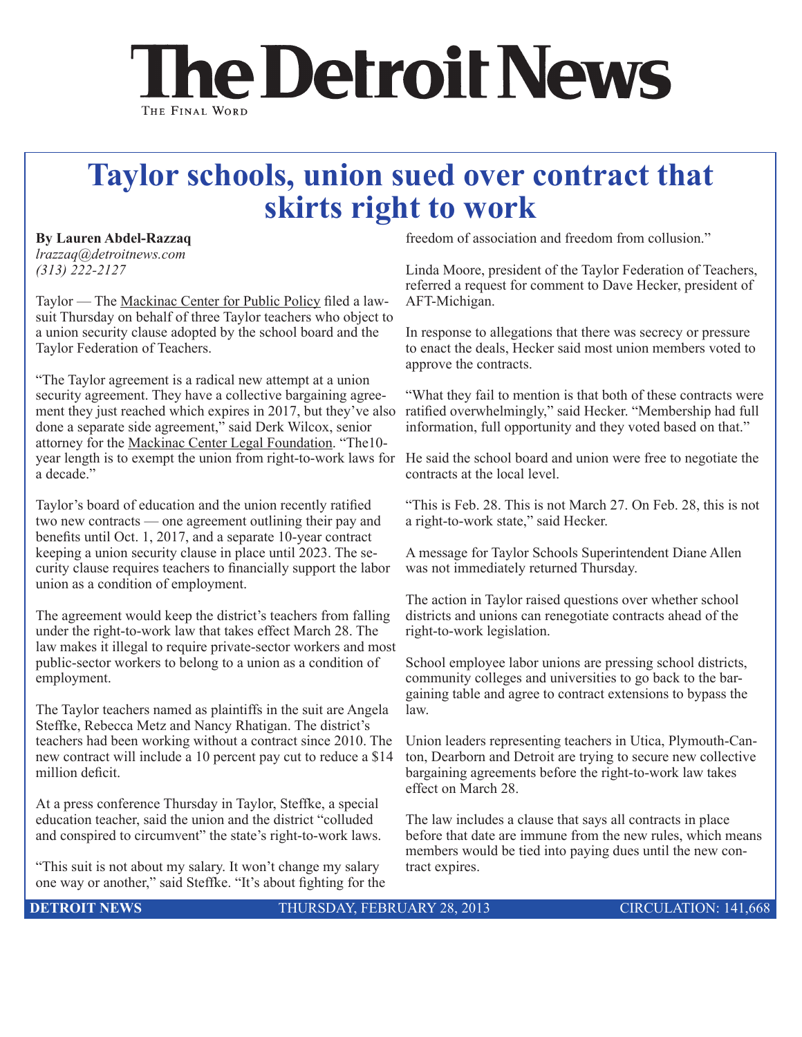# The Detroit News

The Final Word

## Taylor schools, union sued over contract that skirts right to work

**By Lauren Abdel-Razzaq**
*lrazzaq@detroitnews.com*
*(313) 222-2127*

Taylor — The Mackinac Center for Public Policy filed a lawsuit Thursday on behalf of three Taylor teachers who object to a union security clause adopted by the school board and the Taylor Federation of Teachers.

"The Taylor agreement is a radical new attempt at a union security agreement. They have a collective bargaining agreement they just reached which expires in 2017, but they've also done a separate side agreement," said Derk Wilcox, senior attorney for the Mackinac Center Legal Foundation. "The10-year length is to exempt the union from right-to-work laws for a decade."

Taylor's board of education and the union recently ratified two new contracts — one agreement outlining their pay and benefits until Oct. 1, 2017, and a separate 10-year contract keeping a union security clause in place until 2023. The security clause requires teachers to financially support the labor union as a condition of employment.

The agreement would keep the district's teachers from falling under the right-to-work law that takes effect March 28. The law makes it illegal to require private-sector workers and most public-sector workers to belong to a union as a condition of employment.

The Taylor teachers named as plaintiffs in the suit are Angela Steffke, Rebecca Metz and Nancy Rhatigan. The district's teachers had been working without a contract since 2010. The new contract will include a 10 percent pay cut to reduce a $14 million deficit.

At a press conference Thursday in Taylor, Steffke, a special education teacher, said the union and the district "colluded and conspired to circumvent" the state's right-to-work laws.

"This suit is not about my salary. It won't change my salary one way or another," said Steffke. "It's about fighting for the freedom of association and freedom from collusion."

Linda Moore, president of the Taylor Federation of Teachers, referred a request for comment to Dave Hecker, president of AFT-Michigan.

In response to allegations that there was secrecy or pressure to enact the deals, Hecker said most union members voted to approve the contracts.

"What they fail to mention is that both of these contracts were ratified overwhelmingly," said Hecker. "Membership had full information, full opportunity and they voted based on that."

He said the school board and union were free to negotiate the contracts at the local level.

"This is Feb. 28. This is not March 27. On Feb. 28, this is not a right-to-work state," said Hecker.

A message for Taylor Schools Superintendent Diane Allen was not immediately returned Thursday.

The action in Taylor raised questions over whether school districts and unions can renegotiate contracts ahead of the right-to-work legislation.

School employee labor unions are pressing school districts, community colleges and universities to go back to the bargaining table and agree to contract extensions to bypass the law.

Union leaders representing teachers in Utica, Plymouth-Canton, Dearborn and Detroit are trying to secure new collective bargaining agreements before the right-to-work law takes effect on March 28.

The law includes a clause that says all contracts in place before that date are immune from the new rules, which means members would be tied into paying dues until the new contract expires.

**DETROIT NEWS** THURSDAY, FEBRUARY 28, 2013 CIRCULATION: 141,668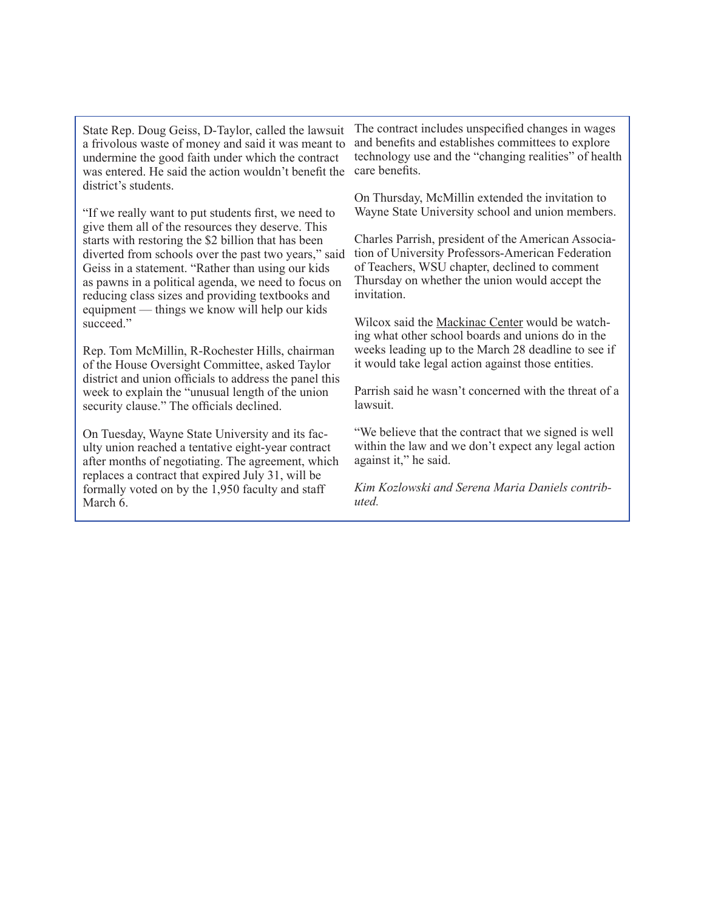State Rep. Doug Geiss, D-Taylor, called the lawsuit a frivolous waste of money and said it was meant to undermine the good faith under which the contract was entered. He said the action wouldn't benefit the district's students.

"If we really want to put students first, we need to give them all of the resources they deserve. This starts with restoring the $2 billion that has been diverted from schools over the past two years," said Geiss in a statement. "Rather than using our kids as pawns in a political agenda, we need to focus on reducing class sizes and providing textbooks and equipment — things we know will help our kids succeed."

Rep. Tom McMillin, R-Rochester Hills, chairman of the House Oversight Committee, asked Taylor district and union officials to address the panel this week to explain the "unusual length of the union security clause." The officials declined.

On Tuesday, Wayne State University and its faculty union reached a tentative eight-year contract after months of negotiating. The agreement, which replaces a contract that expired July 31, will be formally voted on by the 1,950 faculty and staff March 6.

The contract includes unspecified changes in wages and benefits and establishes committees to explore technology use and the "changing realities" of health care benefits.

On Thursday, McMillin extended the invitation to Wayne State University school and union members.

Charles Parrish, president of the American Association of University Professors-American Federation of Teachers, WSU chapter, declined to comment Thursday on whether the union would accept the invitation.

Wilcox said the Mackinac Center would be watching what other school boards and unions do in the weeks leading up to the March 28 deadline to see if it would take legal action against those entities.

Parrish said he wasn't concerned with the threat of a lawsuit.

"We believe that the contract that we signed is well within the law and we don't expect any legal action against it," he said.

*Kim Kozlowski and Serena Maria Daniels contributed.*